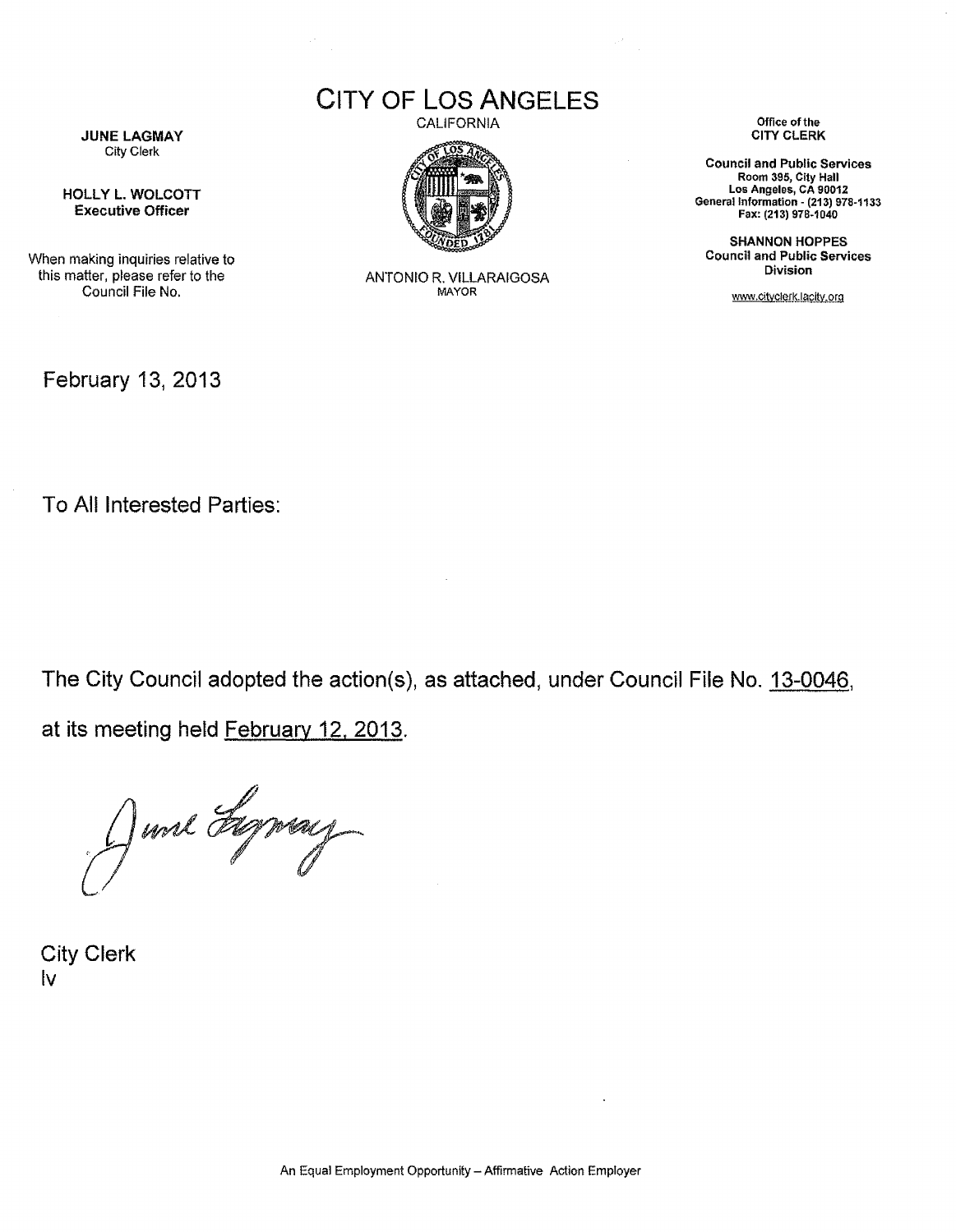# CITY OF LOS ANGELES

CALIFORNIA

**JUNE LAGMAY**
City Clerk

**HOLLY L. WOLCOTT**
**Executive Officer**

When making inquiries relative to this matter, please refer to the Council File No.

ANTONIO R. VILLARAIGOSA
MAYOR

Office of the
**CITY CLERK**

**Council and Public Services**
**Room 395, City Hall**
**Los Angeles, CA 90012**
**General Information - (213) 978-1133**
**Fax: (213) 978-1040**

**SHANNON HOPPES**
**Council and Public Services Division**

www.cityclerk.lacity.org

February 13, 2013

To All Interested Parties:

The City Council adopted the action(s), as attached, under Council File No. 13-0046, at its meeting held February 12, 2013.

June Lagmay

City Clerk
lv

An Equal Employment Opportunity – Affirmative Action Employer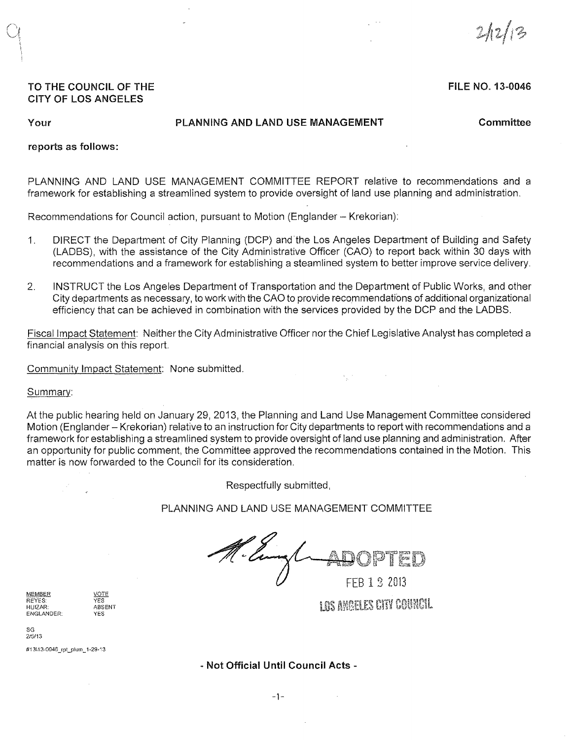2/12/13

TO THE COUNCIL OF THE
CITY OF LOS ANGELES

FILE NO. 13-0046

Your **PLANNING AND LAND USE MANAGEMENT** Committee

reports as follows:

PLANNING AND LAND USE MANAGEMENT COMMITTEE REPORT relative to recommendations and a framework for establishing a streamlined system to provide oversight of land use planning and administration.

Recommendations for Council action, pursuant to Motion (Englander – Krekorian):

1. DIRECT the Department of City Planning (DCP) and the Los Angeles Department of Building and Safety (LADBS), with the assistance of the City Administrative Officer (CAO) to report back within 30 days with recommendations and a framework for establishing a steamlined system to better improve service delivery.

2. INSTRUCT the Los Angeles Department of Transportation and the Department of Public Works, and other City departments as necessary, to work with the CAO to provide recommendations of additional organizational efficiency that can be achieved in combination with the services provided by the DCP and the LADBS.

Fiscal Impact Statement: Neither the City Administrative Officer nor the Chief Legislative Analyst has completed a financial analysis on this report.

Community Impact Statement: None submitted.

Summary:

At the public hearing held on January 29, 2013, the Planning and Land Use Management Committee considered Motion (Englander – Krekorian) relative to an instruction for City departments to report with recommendations and a framework for establishing a streamlined system to provide oversight of land use planning and administration. After an opportunity for public comment, the Committee approved the recommendations contained in the Motion. This matter is now forwarded to the Council for its consideration.

Respectfully submitted,

PLANNING AND LAND USE MANAGEMENT COMMITTEE

ADOPTED
FEB 1 3 2013
LOS ANGELES CITY COUNCIL

| MEMBER | VOTE |
|---|---|
| REYES: | YES |
| HUIZAR: | ABSENT |
| ENGLANDER: | YES |

SG
2/5/13

#13\13-0046_rpt_plum_1-29-13

- Not Official Until Council Acts -